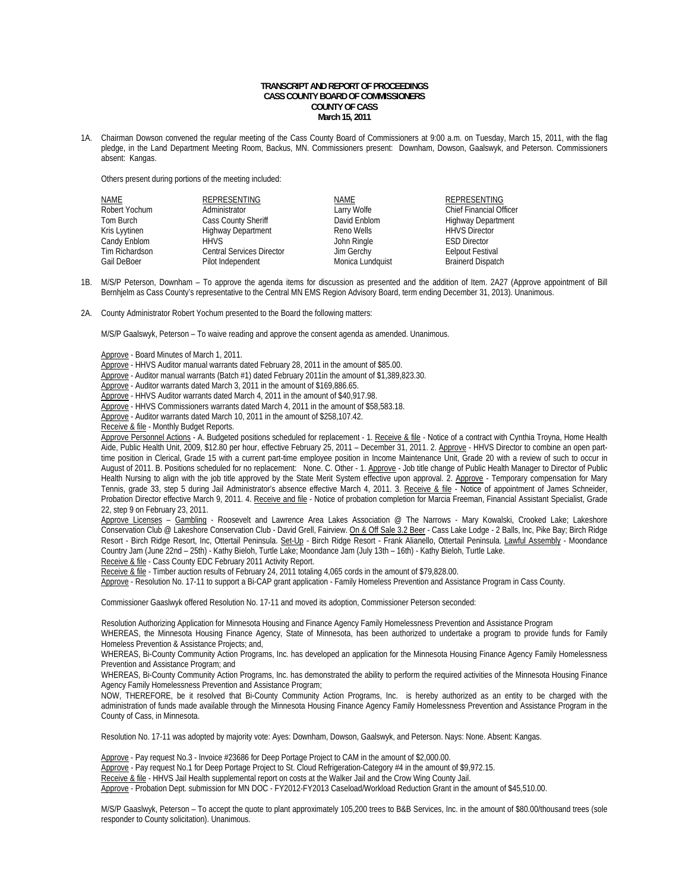**TRANSCRIPT AND REPORT OF PROCEEDINGS**
**CASS COUNTY BOARD OF COMMISSIONERS**
**COUNTY OF CASS**
**March 15, 2011**

1A. Chairman Dowson convened the regular meeting of the Cass County Board of Commissioners at 9:00 a.m. on Tuesday, March 15, 2011, with the flag pledge, in the Land Department Meeting Room, Backus, MN. Commissioners present: Downham, Dowson, Gaalswyk, and Peterson. Commissioners absent: Kangas.

Others present during portions of the meeting included:

| NAME | REPRESENTING | NAME | REPRESENTING |
|---|---|---|---|
| Robert Yochum | Administrator | Larry Wolfe | Chief Financial Officer |
| Tom Burch | Cass County Sheriff | David Enblom | Highway Department |
| Kris Lyytinen | Highway Department | Reno Wells | HHVS Director |
| Candy Enblom | HHVS | John Ringle | ESD Director |
| Tim Richardson | Central Services Director | Jim Gerchy | Eelpout Festival |
| Gail DeBoer | Pilot Independent | Monica Lundquist | Brainerd Dispatch |

1B. M/S/P Peterson, Downham – To approve the agenda items for discussion as presented and the addition of Item. 2A27 (Approve appointment of Bill Bernhjelm as Cass County's representative to the Central MN EMS Region Advisory Board, term ending December 31, 2013). Unanimous.

2A. County Administrator Robert Yochum presented to the Board the following matters:

M/S/P Gaalswyk, Peterson – To waive reading and approve the consent agenda as amended. Unanimous.

Approve - Board Minutes of March 1, 2011.
Approve - HHVS Auditor manual warrants dated February 28, 2011 in the amount of $85.00.
Approve - Auditor manual warrants (Batch #1) dated February 2011in the amount of $1,389,823.30.
Approve - Auditor warrants dated March 3, 2011 in the amount of $169,886.65.
Approve - HHVS Auditor warrants dated March 4, 2011 in the amount of $40,917.98.
Approve - HHVS Commissioners warrants dated March 4, 2011 in the amount of $58,583.18.
Approve - Auditor warrants dated March 10, 2011 in the amount of $258,107.42.
Receive & file - Monthly Budget Reports.
Approve Personnel Actions - A. Budgeted positions scheduled for replacement - 1. Receive & file - Notice of a contract with Cynthia Troyna, Home Health Aide, Public Health Unit, 2009, $12.80 per hour, effective February 25, 2011 – December 31, 2011. 2. Approve - HHVS Director to combine an open part-time position in Clerical, Grade 15 with a current part-time employee position in Income Maintenance Unit, Grade 20 with a review of such to occur in August of 2011. B. Positions scheduled for no replacement: None. C. Other - 1. Approve - Job title change of Public Health Manager to Director of Public Health Nursing to align with the job title approved by the State Merit System effective upon approval. 2. Approve - Temporary compensation for Mary Tennis, grade 33, step 5 during Jail Administrator's absence effective March 4, 2011. 3. Receive & file - Notice of appointment of James Schneider, Probation Director effective March 9, 2011. 4. Receive and file - Notice of probation completion for Marcia Freeman, Financial Assistant Specialist, Grade 22, step 9 on February 23, 2011.
Approve Licenses – Gambling - Roosevelt and Lawrence Area Lakes Association @ The Narrows - Mary Kowalski, Crooked Lake; Lakeshore Conservation Club @ Lakeshore Conservation Club - David Grell, Fairview. On & Off Sale 3.2 Beer - Cass Lake Lodge - 2 Balls, Inc, Pike Bay; Birch Ridge Resort - Birch Ridge Resort, Inc, Ottertail Peninsula. Set-Up - Birch Ridge Resort - Frank Alianello, Ottertail Peninsula. Lawful Assembly - Moondance Country Jam (June 22nd – 25th) - Kathy Bieloh, Turtle Lake; Moondance Jam (July 13th – 16th) - Kathy Bieloh, Turtle Lake.
Receive & file - Cass County EDC February 2011 Activity Report.
Receive & file - Timber auction results of February 24, 2011 totaling 4,065 cords in the amount of $79,828.00.
Approve - Resolution No. 17-11 to support a Bi-CAP grant application - Family Homeless Prevention and Assistance Program in Cass County.

Commissioner Gaalswyk offered Resolution No. 17-11 and moved its adoption, Commissioner Peterson seconded:

Resolution Authorizing Application for Minnesota Housing and Finance Agency Family Homelessness Prevention and Assistance Program
WHEREAS, the Minnesota Housing Finance Agency, State of Minnesota, has been authorized to undertake a program to provide funds for Family Homeless Prevention & Assistance Projects; and,
WHEREAS, Bi-County Community Action Programs, Inc. has developed an application for the Minnesota Housing Finance Agency Family Homelessness Prevention and Assistance Program; and
WHEREAS, Bi-County Community Action Programs, Inc. has demonstrated the ability to perform the required activities of the Minnesota Housing Finance Agency Family Homelessness Prevention and Assistance Program;
NOW, THEREFORE, be it resolved that Bi-County Community Action Programs, Inc. is hereby authorized as an entity to be charged with the administration of funds made available through the Minnesota Housing Finance Agency Family Homelessness Prevention and Assistance Program in the County of Cass, in Minnesota.

Resolution No. 17-11 was adopted by majority vote: Ayes: Downham, Dowson, Gaalswyk, and Peterson. Nays: None. Absent: Kangas.

Approve - Pay request No.3 - Invoice #23686 for Deep Portage Project to CAM in the amount of $2,000.00.
Approve - Pay request No.1 for Deep Portage Project to St. Cloud Refrigeration-Category #4 in the amount of $9,972.15.
Receive & file - HHVS Jail Health supplemental report on costs at the Walker Jail and the Crow Wing County Jail.
Approve - Probation Dept. submission for MN DOC - FY2012-FY2013 Caseload/Workload Reduction Grant in the amount of $45,510.00.

M/S/P Gaaslwyk, Peterson – To accept the quote to plant approximately 105,200 trees to B&B Services, Inc. in the amount of $80.00/thousand trees (sole responder to County solicitation). Unanimous.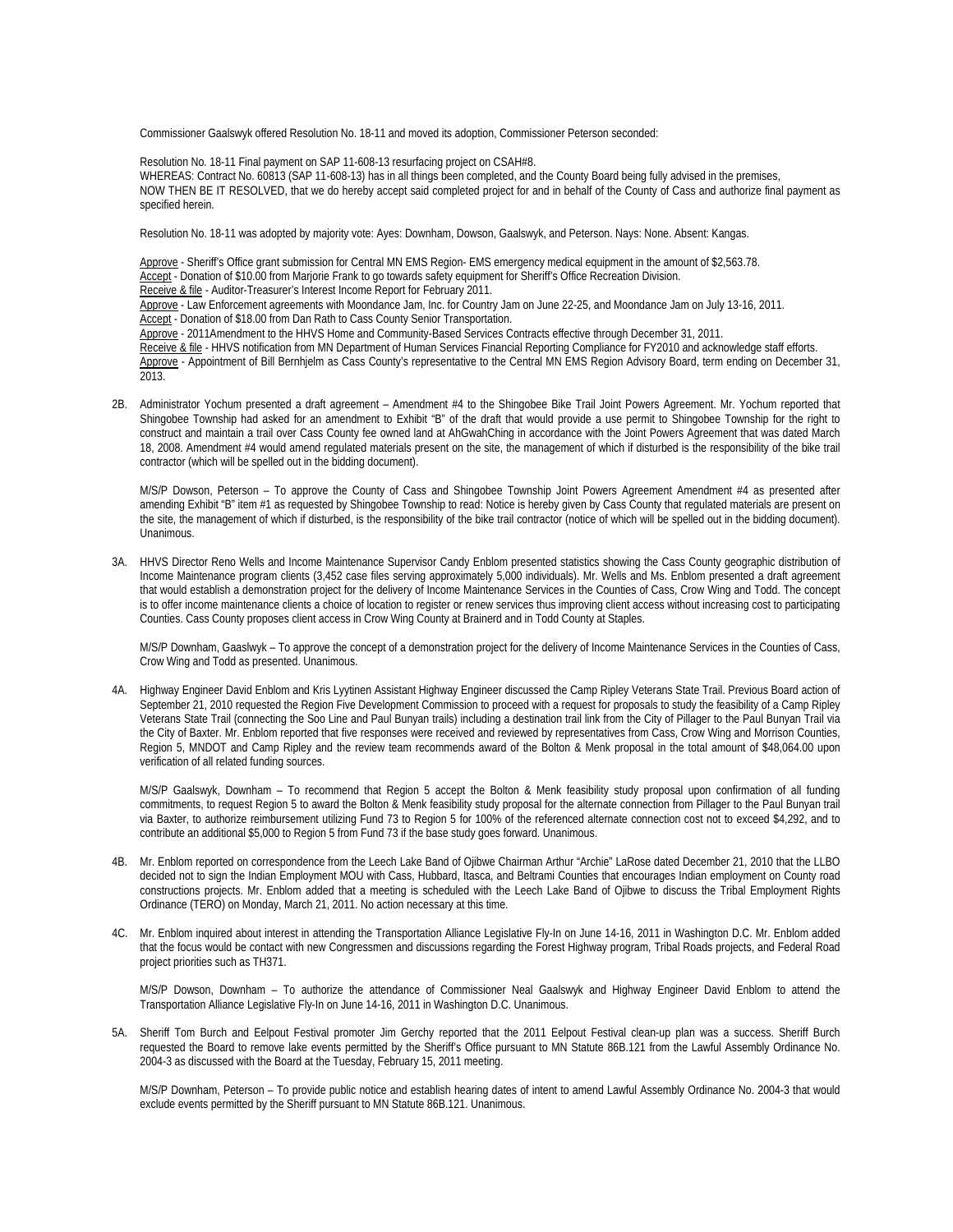Commissioner Gaalswyk offered Resolution No. 18-11 and moved its adoption, Commissioner Peterson seconded:

Resolution No. 18-11 Final payment on SAP 11-608-13 resurfacing project on CSAH#8.
WHEREAS: Contract No. 60813 (SAP 11-608-13) has in all things been completed, and the County Board being fully advised in the premises,
NOW THEN BE IT RESOLVED, that we do hereby accept said completed project for and in behalf of the County of Cass and authorize final payment as specified herein.

Resolution No. 18-11 was adopted by majority vote: Ayes: Downham, Dowson, Gaalswyk, and Peterson. Nays: None. Absent: Kangas.

Approve - Sheriff's Office grant submission for Central MN EMS Region- EMS emergency medical equipment in the amount of $2,563.78.
Accept - Donation of $10.00 from Marjorie Frank to go towards safety equipment for Sheriff's Office Recreation Division.
Receive & file - Auditor-Treasurer's Interest Income Report for February 2011.
Approve - Law Enforcement agreements with Moondance Jam, Inc. for Country Jam on June 22-25, and Moondance Jam on July 13-16, 2011.
Accept - Donation of $18.00 from Dan Rath to Cass County Senior Transportation.
Approve - 2011Amendment to the HHVS Home and Community-Based Services Contracts effective through December 31, 2011.
Receive & file - HHVS notification from MN Department of Human Services Financial Reporting Compliance for FY2010 and acknowledge staff efforts.
Approve - Appointment of Bill Bernhjelm as Cass County's representative to the Central MN EMS Region Advisory Board, term ending on December 31, 2013.

2B. Administrator Yochum presented a draft agreement – Amendment #4 to the Shingobee Bike Trail Joint Powers Agreement. Mr. Yochum reported that Shingobee Township had asked for an amendment to Exhibit "B" of the draft that would provide a use permit to Shingobee Township for the right to construct and maintain a trail over Cass County fee owned land at AhGwahChing in accordance with the Joint Powers Agreement that was dated March 18, 2008. Amendment #4 would amend regulated materials present on the site, the management of which if disturbed is the responsibility of the bike trail contractor (which will be spelled out in the bidding document).

M/S/P Dowson, Peterson – To approve the County of Cass and Shingobee Township Joint Powers Agreement Amendment #4 as presented after amending Exhibit "B" item #1 as requested by Shingobee Township to read: Notice is hereby given by Cass County that regulated materials are present on the site, the management of which if disturbed, is the responsibility of the bike trail contractor (notice of which will be spelled out in the bidding document). Unanimous.

3A. HHVS Director Reno Wells and Income Maintenance Supervisor Candy Enblom presented statistics showing the Cass County geographic distribution of Income Maintenance program clients (3,452 case files serving approximately 5,000 individuals). Mr. Wells and Ms. Enblom presented a draft agreement that would establish a demonstration project for the delivery of Income Maintenance Services in the Counties of Cass, Crow Wing and Todd. The concept is to offer income maintenance clients a choice of location to register or renew services thus improving client access without increasing cost to participating Counties. Cass County proposes client access in Crow Wing County at Brainerd and in Todd County at Staples.

M/S/P Downham, Gaaslwyk – To approve the concept of a demonstration project for the delivery of Income Maintenance Services in the Counties of Cass, Crow Wing and Todd as presented. Unanimous.

4A. Highway Engineer David Enblom and Kris Lyytinen Assistant Highway Engineer discussed the Camp Ripley Veterans State Trail. Previous Board action of September 21, 2010 requested the Region Five Development Commission to proceed with a request for proposals to study the feasibility of a Camp Ripley Veterans State Trail (connecting the Soo Line and Paul Bunyan trails) including a destination trail link from the City of Pillager to the Paul Bunyan Trail via the City of Baxter. Mr. Enblom reported that five responses were received and reviewed by representatives from Cass, Crow Wing and Morrison Counties, Region 5, MNDOT and Camp Ripley and the review team recommends award of the Bolton & Menk proposal in the total amount of $48,064.00 upon verification of all related funding sources.

M/S/P Gaalswyk, Downham – To recommend that Region 5 accept the Bolton & Menk feasibility study proposal upon confirmation of all funding commitments, to request Region 5 to award the Bolton & Menk feasibility study proposal for the alternate connection from Pillager to the Paul Bunyan trail via Baxter, to authorize reimbursement utilizing Fund 73 to Region 5 for 100% of the referenced alternate connection cost not to exceed $4,292, and to contribute an additional $5,000 to Region 5 from Fund 73 if the base study goes forward. Unanimous.

4B. Mr. Enblom reported on correspondence from the Leech Lake Band of Ojibwe Chairman Arthur "Archie" LaRose dated December 21, 2010 that the LLBO decided not to sign the Indian Employment MOU with Cass, Hubbard, Itasca, and Beltrami Counties that encourages Indian employment on County road constructions projects. Mr. Enblom added that a meeting is scheduled with the Leech Lake Band of Ojibwe to discuss the Tribal Employment Rights Ordinance (TERO) on Monday, March 21, 2011. No action necessary at this time.

4C. Mr. Enblom inquired about interest in attending the Transportation Alliance Legislative Fly-In on June 14-16, 2011 in Washington D.C. Mr. Enblom added that the focus would be contact with new Congressmen and discussions regarding the Forest Highway program, Tribal Roads projects, and Federal Road project priorities such as TH371.

M/S/P Dowson, Downham – To authorize the attendance of Commissioner Neal Gaalswyk and Highway Engineer David Enblom to attend the Transportation Alliance Legislative Fly-In on June 14-16, 2011 in Washington D.C. Unanimous.

5A. Sheriff Tom Burch and Eelpout Festival promoter Jim Gerchy reported that the 2011 Eelpout Festival clean-up plan was a success. Sheriff Burch requested the Board to remove lake events permitted by the Sheriff's Office pursuant to MN Statute 86B.121 from the Lawful Assembly Ordinance No. 2004-3 as discussed with the Board at the Tuesday, February 15, 2011 meeting.

M/S/P Downham, Peterson – To provide public notice and establish hearing dates of intent to amend Lawful Assembly Ordinance No. 2004-3 that would exclude events permitted by the Sheriff pursuant to MN Statute 86B.121. Unanimous.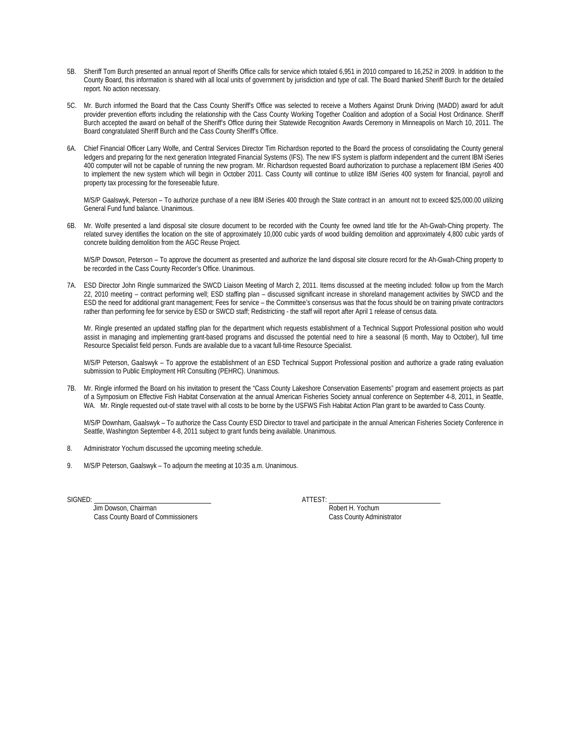5B. Sheriff Tom Burch presented an annual report of Sheriffs Office calls for service which totaled 6,951 in 2010 compared to 16,252 in 2009. In addition to the County Board, this information is shared with all local units of government by jurisdiction and type of call. The Board thanked Sheriff Burch for the detailed report. No action necessary.

5C. Mr. Burch informed the Board that the Cass County Sheriff's Office was selected to receive a Mothers Against Drunk Driving (MADD) award for adult provider prevention efforts including the relationship with the Cass County Working Together Coalition and adoption of a Social Host Ordinance. Sheriff Burch accepted the award on behalf of the Sheriff's Office during their Statewide Recognition Awards Ceremony in Minneapolis on March 10, 2011. The Board congratulated Sheriff Burch and the Cass County Sheriff's Office.

6A. Chief Financial Officer Larry Wolfe, and Central Services Director Tim Richardson reported to the Board the process of consolidating the County general ledgers and preparing for the next generation Integrated Financial Systems (IFS). The new IFS system is platform independent and the current IBM iSeries 400 computer will not be capable of running the new program. Mr. Richardson requested Board authorization to purchase a replacement IBM iSeries 400 to implement the new system which will begin in October 2011. Cass County will continue to utilize IBM iSeries 400 system for financial, payroll and property tax processing for the foreseeable future.

M/S/P Gaalswyk, Peterson – To authorize purchase of a new IBM iSeries 400 through the State contract in an amount not to exceed $25,000.00 utilizing General Fund fund balance. Unanimous.

6B. Mr. Wolfe presented a land disposal site closure document to be recorded with the County fee owned land title for the Ah-Gwah-Ching property. The related survey identifies the location on the site of approximately 10,000 cubic yards of wood building demolition and approximately 4,800 cubic yards of concrete building demolition from the AGC Reuse Project.

M/S/P Dowson, Peterson – To approve the document as presented and authorize the land disposal site closure record for the Ah-Gwah-Ching property to be recorded in the Cass County Recorder's Office. Unanimous.

7A. ESD Director John Ringle summarized the SWCD Liaison Meeting of March 2, 2011. Items discussed at the meeting included: follow up from the March 22, 2010 meeting – contract performing well; ESD staffing plan – discussed significant increase in shoreland management activities by SWCD and the ESD the need for additional grant management; Fees for service – the Committee's consensus was that the focus should be on training private contractors rather than performing fee for service by ESD or SWCD staff; Redistricting - the staff will report after April 1 release of census data.

Mr. Ringle presented an updated staffing plan for the department which requests establishment of a Technical Support Professional position who would assist in managing and implementing grant-based programs and discussed the potential need to hire a seasonal (6 month, May to October), full time Resource Specialist field person. Funds are available due to a vacant full-time Resource Specialist.

M/S/P Peterson, Gaalswyk – To approve the establishment of an ESD Technical Support Professional position and authorize a grade rating evaluation submission to Public Employment HR Consulting (PEHRC). Unanimous.

7B. Mr. Ringle informed the Board on his invitation to present the "Cass County Lakeshore Conservation Easements" program and easement projects as part of a Symposium on Effective Fish Habitat Conservation at the annual American Fisheries Society annual conference on September 4-8, 2011, in Seattle, WA. Mr. Ringle requested out-of state travel with all costs to be borne by the USFWS Fish Habitat Action Plan grant to be awarded to Cass County.

M/S/P Downham, Gaalswyk – To authorize the Cass County ESD Director to travel and participate in the annual American Fisheries Society Conference in Seattle, Washington September 4-8, 2011 subject to grant funds being available. Unanimous.

8. Administrator Yochum discussed the upcoming meeting schedule.

9. M/S/P Peterson, Gaalswyk – To adjourn the meeting at 10:35 a.m. Unanimous.

SIGNED: ______________________________
Jim Dowson, Chairman
Cass County Board of Commissioners

ATTEST: ______________________________
Robert H. Yochum
Cass County Administrator